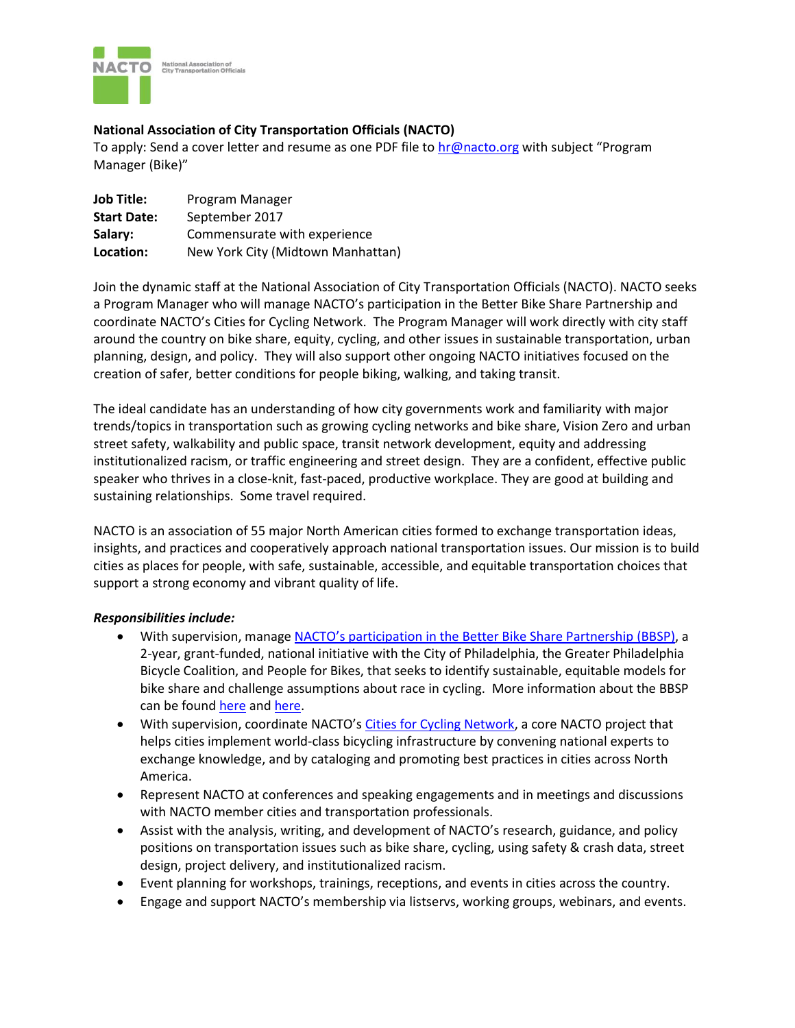**National Association of City Transportation Officials (NACTO)**
To apply: Send a cover letter and resume as one PDF file to [hr@nacto.org](mailto:hr@nacto.org) with subject "Program Manager (Bike)"

| | |
|---|---|
| **Job Title:** | Program Manager |
| **Start Date:** | September 2017 |
| **Salary:** | Commensurate with experience |
| **Location:** | New York City (Midtown Manhattan) |

Join the dynamic staff at the National Association of City Transportation Officials (NACTO). NACTO seeks a Program Manager who will manage NACTO's participation in the Better Bike Share Partnership and coordinate NACTO's Cities for Cycling Network. The Program Manager will work directly with city staff around the country on bike share, equity, cycling, and other issues in sustainable transportation, urban planning, design, and policy. They will also support other ongoing NACTO initiatives focused on the creation of safer, better conditions for people biking, walking, and taking transit.

The ideal candidate has an understanding of how city governments work and familiarity with major trends/topics in transportation such as growing cycling networks and bike share, Vision Zero and urban street safety, walkability and public space, transit network development, equity and addressing institutionalized racism, or traffic engineering and street design. They are a confident, effective public speaker who thrives in a close-knit, fast-paced, productive workplace. They are good at building and sustaining relationships. Some travel required.

NACTO is an association of 55 major North American cities formed to exchange transportation ideas, insights, and practices and cooperatively approach national transportation issues. Our mission is to build cities as places for people, with safe, sustainable, accessible, and equitable transportation choices that support a strong economy and vibrant quality of life.

***Responsibilities include:***

- With supervision, manage NACTO's participation in the Better Bike Share Partnership (BBSP), a 2-year, grant-funded, national initiative with the City of Philadelphia, the Greater Philadelphia Bicycle Coalition, and People for Bikes, that seeks to identify sustainable, equitable models for bike share and challenge assumptions about race in cycling. More information about the BBSP can be found here and here.
- With supervision, coordinate NACTO's Cities for Cycling Network, a core NACTO project that helps cities implement world-class bicycling infrastructure by convening national experts to exchange knowledge, and by cataloging and promoting best practices in cities across North America.
- Represent NACTO at conferences and speaking engagements and in meetings and discussions with NACTO member cities and transportation professionals.
- Assist with the analysis, writing, and development of NACTO's research, guidance, and policy positions on transportation issues such as bike share, cycling, using safety & crash data, street design, project delivery, and institutionalized racism.
- Event planning for workshops, trainings, receptions, and events in cities across the country.
- Engage and support NACTO's membership via listservs, working groups, webinars, and events.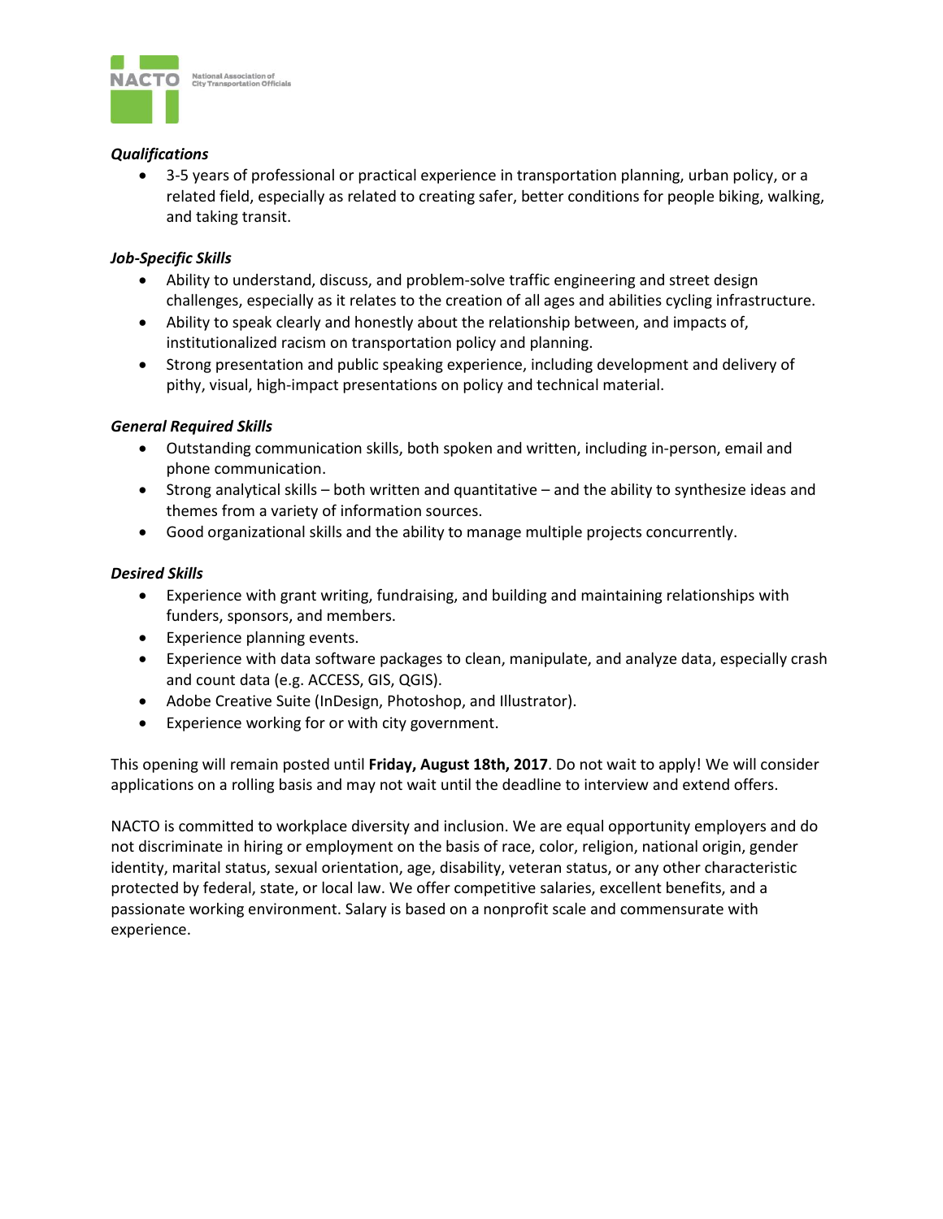***Qualifications***

- 3-5 years of professional or practical experience in transportation planning, urban policy, or a related field, especially as related to creating safer, better conditions for people biking, walking, and taking transit.

***Job-Specific Skills***

- Ability to understand, discuss, and problem-solve traffic engineering and street design challenges, especially as it relates to the creation of all ages and abilities cycling infrastructure.
- Ability to speak clearly and honestly about the relationship between, and impacts of, institutionalized racism on transportation policy and planning.
- Strong presentation and public speaking experience, including development and delivery of pithy, visual, high-impact presentations on policy and technical material.

***General Required Skills***

- Outstanding communication skills, both spoken and written, including in-person, email and phone communication.
- Strong analytical skills – both written and quantitative – and the ability to synthesize ideas and themes from a variety of information sources.
- Good organizational skills and the ability to manage multiple projects concurrently.

***Desired Skills***

- Experience with grant writing, fundraising, and building and maintaining relationships with funders, sponsors, and members.
- Experience planning events.
- Experience with data software packages to clean, manipulate, and analyze data, especially crash and count data (e.g. ACCESS, GIS, QGIS).
- Adobe Creative Suite (InDesign, Photoshop, and Illustrator).
- Experience working for or with city government.

This opening will remain posted until **Friday, August 18th, 2017**. Do not wait to apply! We will consider applications on a rolling basis and may not wait until the deadline to interview and extend offers.

NACTO is committed to workplace diversity and inclusion. We are equal opportunity employers and do not discriminate in hiring or employment on the basis of race, color, religion, national origin, gender identity, marital status, sexual orientation, age, disability, veteran status, or any other characteristic protected by federal, state, or local law. We offer competitive salaries, excellent benefits, and a passionate working environment. Salary is based on a nonprofit scale and commensurate with experience.